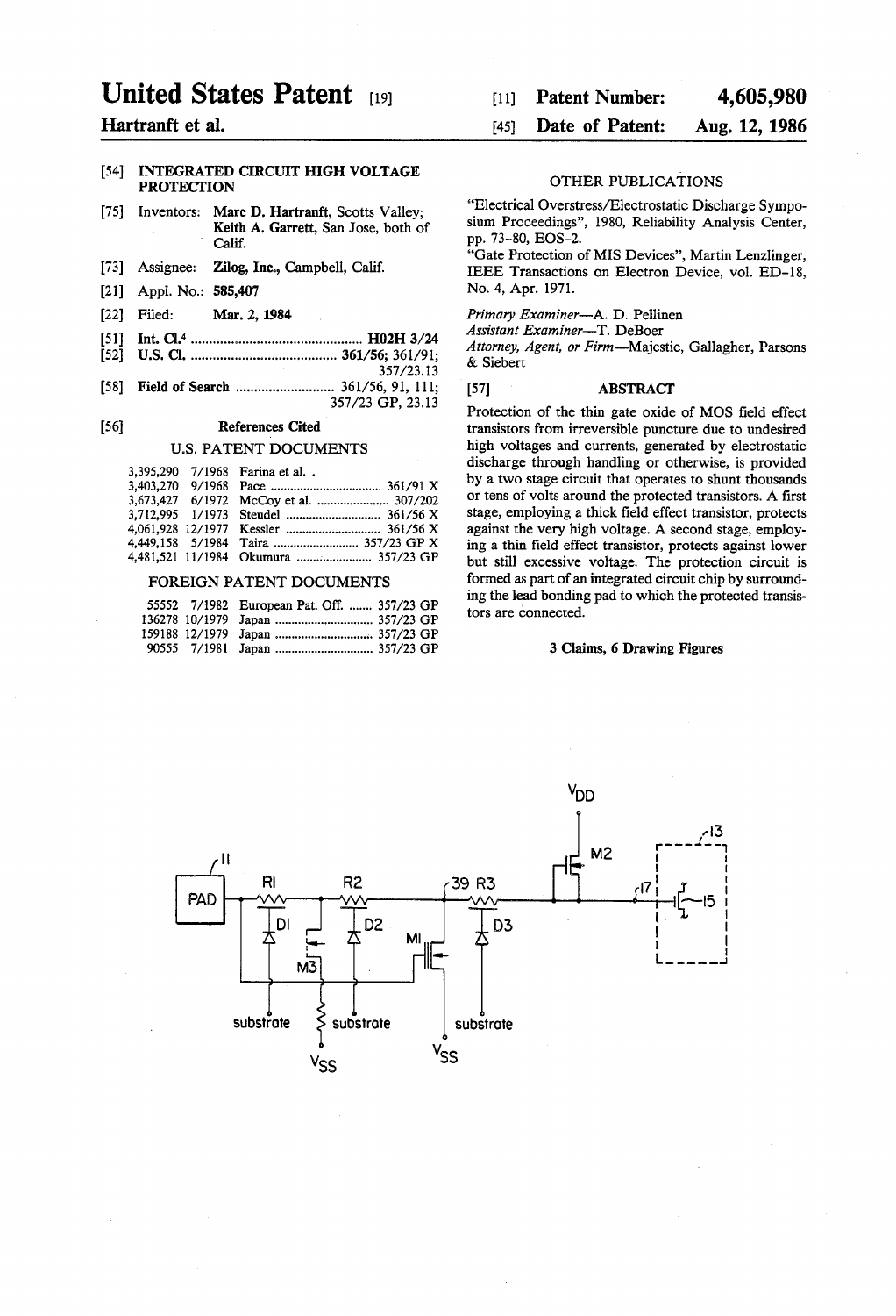# United States Patent [19]

**Hartranft et al.**

[11] **Patent Number: 4,605,980**

[45] **Date of Patent: Aug. 12, 1986**

[54] **INTEGRATED CIRCUIT HIGH VOLTAGE PROTECTION**

[75] Inventors: **Marc D. Hartranft**, Scotts Valley; **Keith A. Garrett**, San Jose, both of Calif.

[73] Assignee: **Zilog, Inc.**, Campbell, Calif.

[21] Appl. No.: **585,407**

[22] Filed: **Mar. 2, 1984**

[51] Int. Cl.[4] .............................................. **H02H 3/24**

[52] U.S. Cl. ........................................ **361/56**; 361/91; 357/23.13

[58] Field of Search ........................... 361/56, 91, 111; 357/23 GP, 23.13

[56] **References Cited**

U.S. PATENT DOCUMENTS

| | | |
|---|---|---|
| 3,395,290 | 7/1968 | Farina et al. . |
| 3,403,270 | 9/1968 | Pace .................................. 361/91 X |
| 3,673,427 | 6/1972 | McCoy et al. ...................... 307/202 |
| 3,712,995 | 1/1973 | Steudel ............................. 361/56 X |
| 4,061,928 | 12/1977 | Kessler ............................. 361/56 X |
| 4,449,158 | 5/1984 | Taira .......................... 357/23 GP X |
| 4,481,521 | 11/1984 | Okumura ....................... 357/23 GP |

FOREIGN PATENT DOCUMENTS

| | | |
|---|---|---|
| 55552 | 7/1982 | European Pat. Off. ....... 357/23 GP |
| 136278 | 10/1979 | Japan .............................. 357/23 GP |
| 159188 | 12/1979 | Japan .............................. 357/23 GP |
| 90555 | 7/1981 | Japan .............................. 357/23 GP |

OTHER PUBLICATIONS

"Electrical Overstress/Electrostatic Discharge Symposium Proceedings", 1980, Reliability Analysis Center, pp. 73–80, EOS-2.

"Gate Protection of MIS Devices", Martin Lenzlinger, IEEE Transactions on Electron Device, vol. ED-18, No. 4, Apr. 1971.

*Primary Examiner*—A. D. Pellinen

*Assistant Examiner*—T. DeBoer

*Attorney, Agent, or Firm*—Majestic, Gallagher, Parsons & Siebert

[57] **ABSTRACT**

Protection of the thin gate oxide of MOS field effect transistors from irreversible puncture due to undesired high voltages and currents, generated by electrostatic discharge through handling or otherwise, is provided by a two stage circuit that operates to shunt thousands or tens of volts around the protected transistors. A first stage, employing a thick field effect transistor, protects against the very high voltage. A second stage, employing a thin field effect transistor, protects against lower but still excessive voltage. The protection circuit is formed as part of an integrated circuit chip by surrounding the lead bonding pad to which the protected transistors are connected.

**3 Claims, 6 Drawing Figures**

PAD
11
R1
R2
39
R3
D1
D2
D3
M1
M2
M3
13
15
17
$V_{DD}$
substrate
substrate
substrate
$V_{SS}$
$V_{SS}$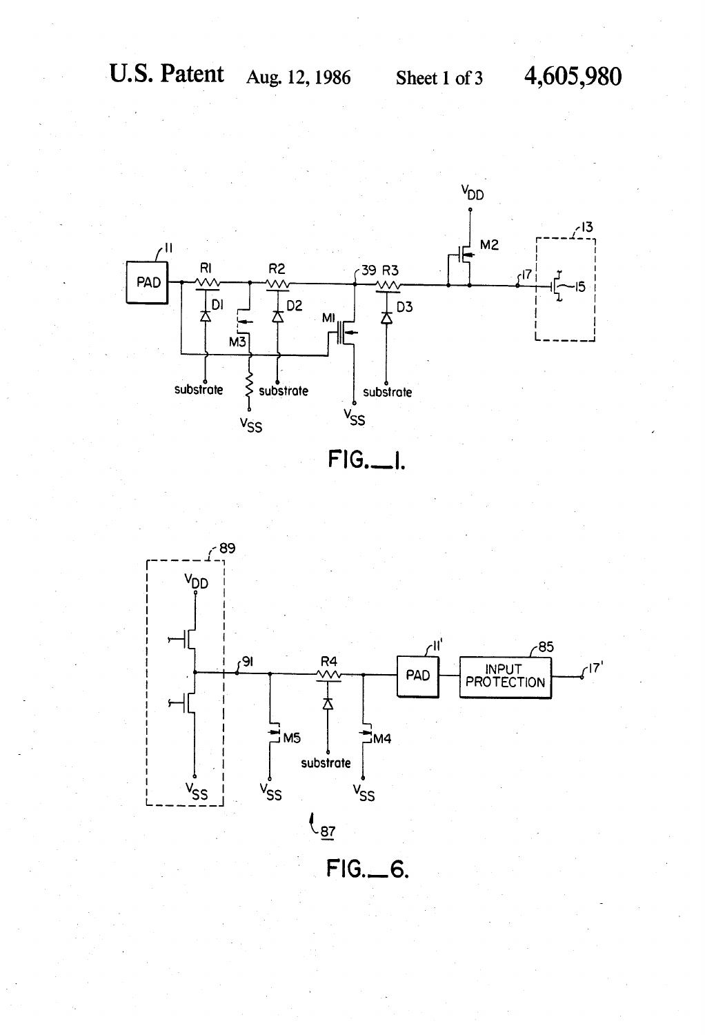PAD

11

R1

R2

39 R3

D1

D2

D3

M3

M1

M2

$V_{DD}$

13

17

15

substrate

substrate

substrate

$V_{SS}$

$V_{SS}$

FIG._1.

89

$V_{DD}$

$V_{SS}$

91

R4

11'

PAD

85

INPUT PROTECTION

17'

M5

M4

substrate

$V_{SS}$

$V_{SS}$

87

FIG._6.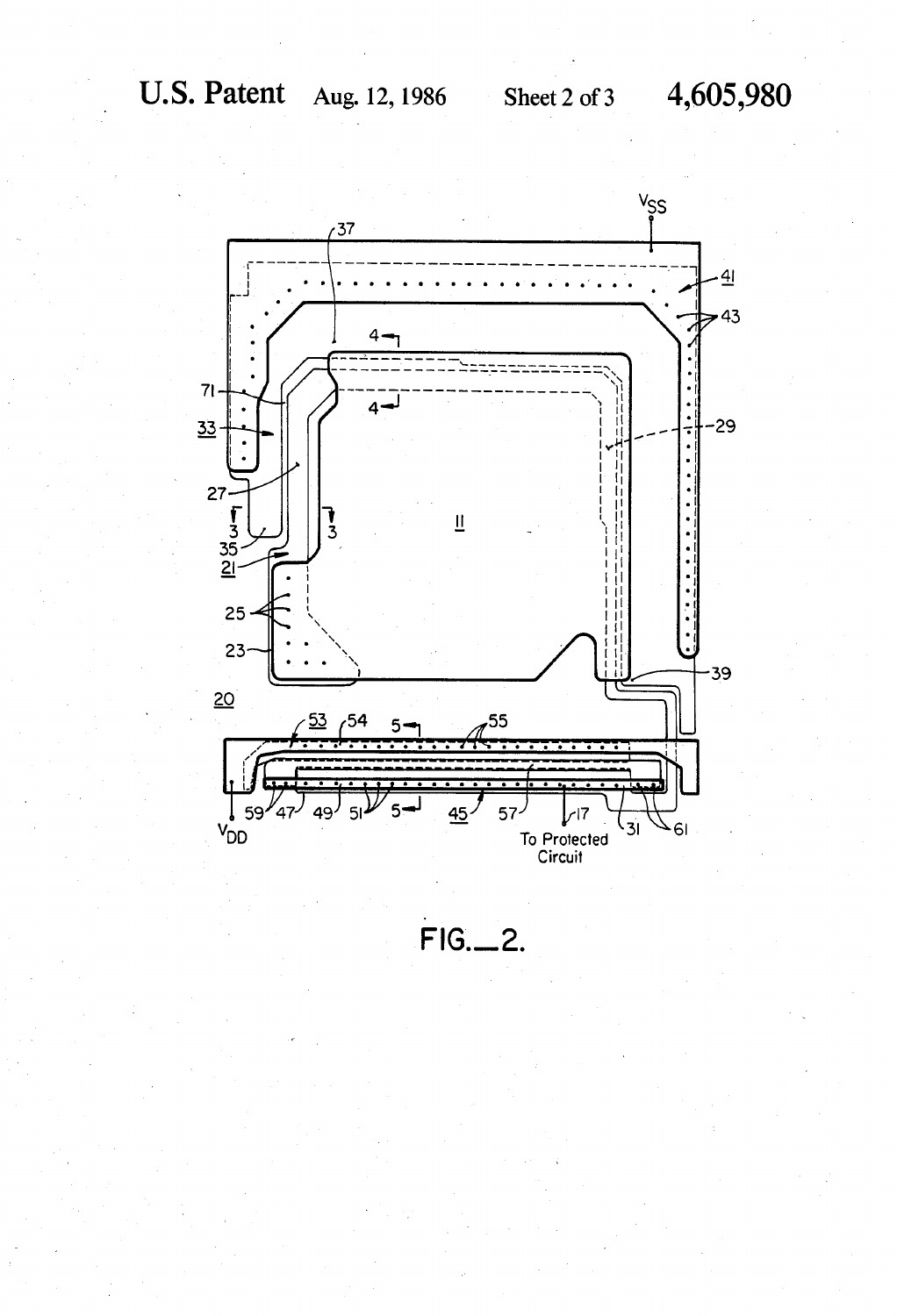$V_{SS}$

37

41

43

4

4

71

33

29

27

3

3

II

35

21

25

23

39

20

53

54

5

55

59

47

49

51

5

45

57

17

31

61

$V_{DD}$

To Protected Circuit

FIG._2.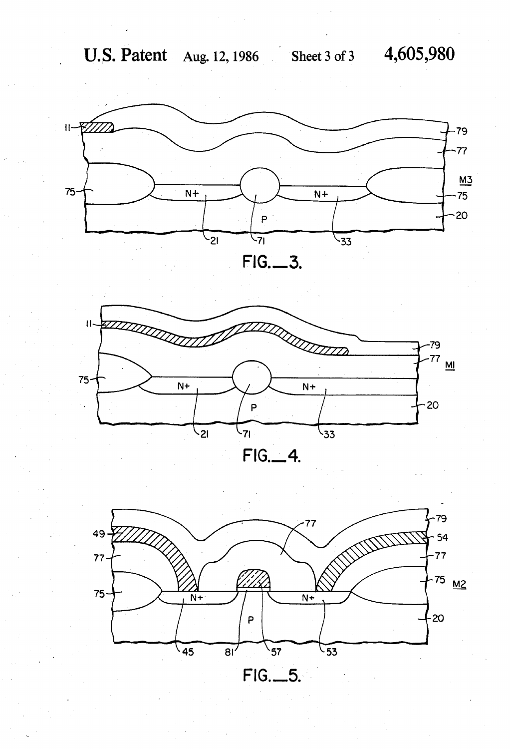11

79

77

M3

75

75

20

N+

N+

P

21

71

33

FIG._3.

11

79

77

M1

75

N+

N+

20

P

21

71

33

FIG._4.

79

49

77

54

77

77

75

M2

75

N+

N+

20

P

45

81

57

53

FIG._5.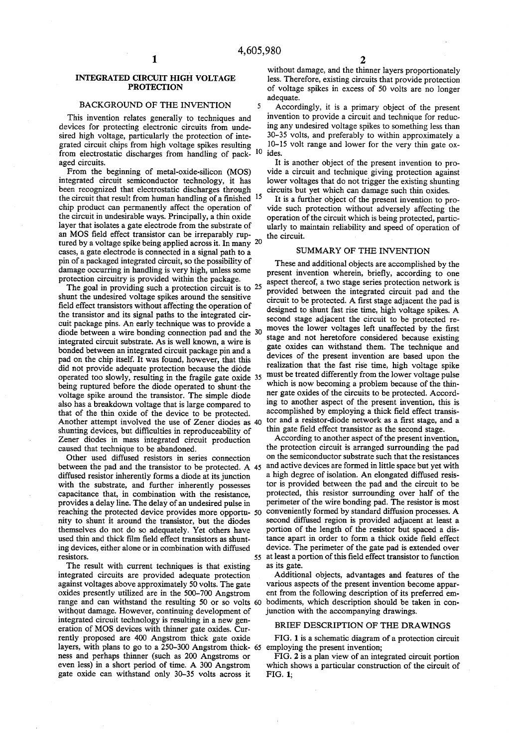# INTEGRATED CIRCUIT HIGH VOLTAGE PROTECTION

## BACKGROUND OF THE INVENTION

This invention relates generally to techniques and devices for protecting electronic circuits from undesired high voltage, particularly the protection of integrated circuit chips from high voltage spikes resulting from electrostatic discharges from handling of packaged circuits.

From the beginning of metal-oxide-silicon (MOS) integrated circuit semiconductor technology, it has been recognized that electrostatic discharges through the circuit that result from human handling of a finished chip product can permanently affect the operation of the circuit in undesirable ways. Principally, a thin oxide layer that isolates a gate electrode from the substrate of an MOS field effect transistor can be irreparably ruptured by a voltage spike being applied across it. In many cases, a gate electrode is connected in a signal path to a pin of a packaged integrated circuit, so the possibility of damage occurring in handling is very high, unless some protection circuitry is provided within the package.

The goal in providing such a protection circuit is to shunt the undesired voltage spikes around the sensitive field effect transistors without affecting the operation of the transistor and its signal paths to the integrated circuit package pins. An early technique was to provide a diode between a wire bonding connection pad and the integrated circuit substrate. As is well known, a wire is bonded between an integrated circuit package pin and a pad on the chip itself. It was found, however, that this did not provide adequate protection because the diode operated too slowly, resulting in the fragile gate oxide being ruptured before the diode operated to shunt the voltage spike around the transistor. The simple diode also has a breakdown voltage that is large compared to that of the thin oxide of the device to be protected. Another attempt involved the use of Zener diodes as shunting devices, but difficulties in reproduceability of Zener diodes in mass integrated circuit production caused that technique to be abandoned.

Other used diffused resistors in series connection between the pad and the transistor to be protected. A diffused resistor inherently forms a diode at its junction with the substrate, and further inherently possesses capacitance that, in combination with the resistance, provides a delay line. The delay of an undesired pulse in reaching the protected device provides more opportunity to shunt it around the transistor, but the diodes themselves do not do so adequately. Yet others have used thin and thick film field effect transistors as shunting devices, either alone or in combination with diffused resistors.

The result with current techniques is that existing integrated circuits are provided adequate protection against voltages above approximately 50 volts. The gate oxides presently utilized are in the 500–700 Angstrom range and can withstand the resulting 50 or so volts without damage. However, continuing development of integrated circuit technology is resulting in a new generation of MOS devices with thinner gate oxides. Currently proposed are 400 Angstrom thick gate oxide layers, with plans to go to a 250–300 Angstrom thickness and perhaps thinner (such as 200 Angstroms or even less) in a short period of time. A 300 Angstrom gate oxide can withstand only 30–35 volts across it without damage, and the thinner layers proportionately less. Therefore, existing circuits that provide protection of voltage spikes in excess of 50 volts are no longer adequate.

Accordingly, it is a primary object of the present invention to provide a circuit and technique for reducing any undesired voltage spikes to something less than 30–35 volts, and preferably to within approximately a 10–15 volt range and lower for the very thin gate oxides.

It is another object of the present invention to provide a circuit and technique giving protection against lower voltages that do not trigger the existing shunting circuits but yet which can damage such thin oxides.

It is a further object of the present invention to provide such protection without adversely affecting the operation of the circuit which is being protected, particularly to maintain reliability and speed of operation of the circuit.

## SUMMARY OF THE INVENTION

These and additional objects are accomplished by the present invention wherein, briefly, according to one aspect thereof, a two stage series protection network is provided between the integrated circuit pad and the circuit to be protected. A first stage adjacent the pad is designed to shunt fast rise time, high voltage spikes. A second stage adjacent the circuit to be protected removes the lower voltages left unaffected by the first stage and not heretofore considered because existing gate oxides can withstand them. The technique and devices of the present invention are based upon the realization that the fast rise time, high voltage spike must be treated differently from the lower voltage pulse which is now becoming a problem because of the thinner gate oxides of the circuits to be protected. According to another aspect of the present invention, this is accomplished by employing a thick field effect transistor and a resistor-diode network as a first stage, and a thin gate field effect transistor as the second stage.

According to another aspect of the present invention, the protection circuit is arranged surrounding the pad on the semiconductor substrate such that the resistances and active devices are formed in little space but yet with a high degree of isolation. An elongated diffused resistor is provided between the pad and the circuit to be protected, this resistor surrounding over half of the perimeter of the wire bonding pad. The resistor is most conveniently formed by standard diffusion processes. A second diffused region is provided adjacent at least a portion of the length of the resistor but spaced a distance apart in order to form a thick oxide field effect device. The perimeter of the gate pad is extended over at least a portion of this field effect transistor to function as its gate.

Additional objects, advantages and features of the various aspects of the present invention become apparent from the following description of its preferred embodiments, which description should be taken in conjunction with the accompanying drawings.

## BRIEF DESCRIPTION OF THE DRAWINGS

FIG. 1 is a schematic diagram of a protection circuit employing the present invention;

FIG. 2 is a plan view of an integrated circuit portion which shows a particular construction of the circuit of FIG. 1;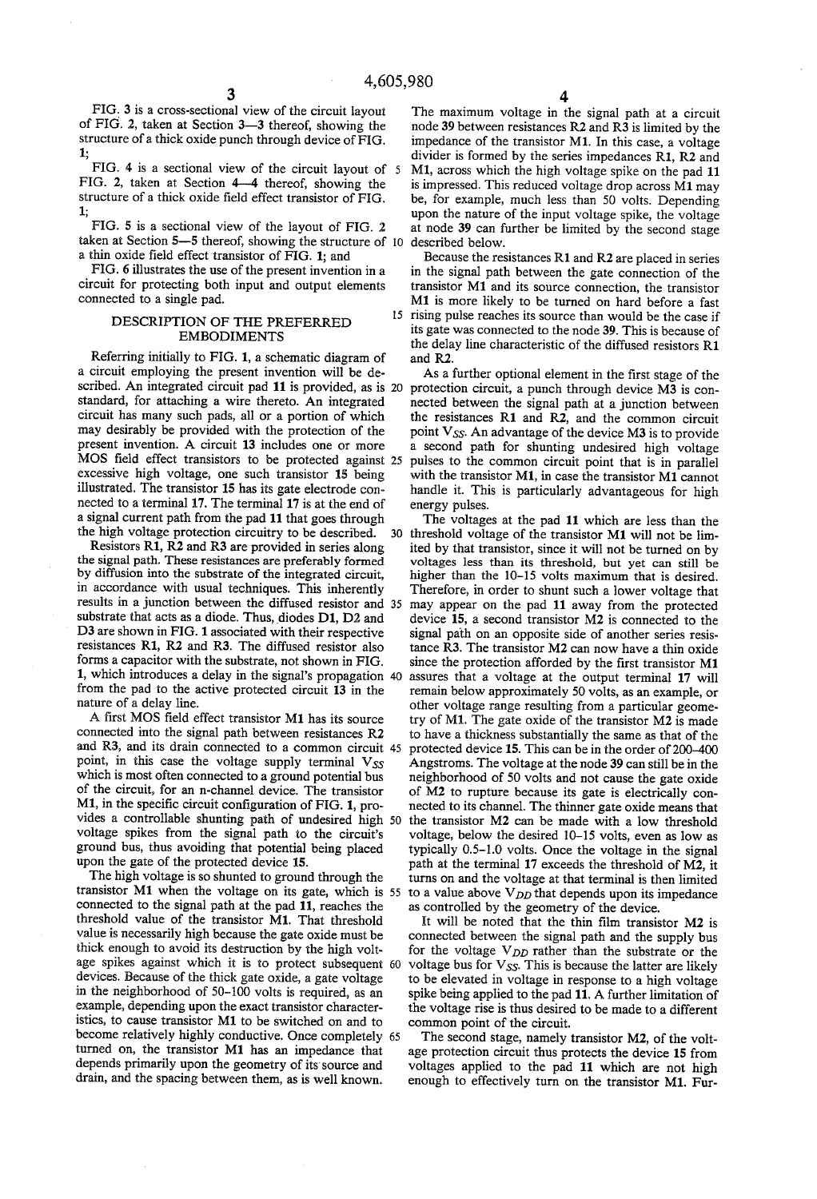FIG. 3 is a cross-sectional view of the circuit layout of FIG. 2, taken at Section 3—3 thereof, showing the structure of a thick oxide punch through device of FIG. 1;

FIG. 4 is a sectional view of the circuit layout of FIG. 2, taken at Section 4—4 thereof, showing the structure of a thick oxide field effect transistor of FIG. 1;

FIG. 5 is a sectional view of the layout of FIG. 2 taken at Section 5—5 thereof, showing the structure of a thin oxide field effect transistor of FIG. 1; and

FIG. 6 illustrates the use of the present invention in a circuit for protecting both input and output elements connected to a single pad.

## DESCRIPTION OF THE PREFERRED EMBODIMENTS

Referring initially to FIG. 1, a schematic diagram of a circuit employing the present invention will be described. An integrated circuit pad 11 is provided, as is standard, for attaching a wire thereto. An integrated circuit has many such pads, all or a portion of which may desirably be provided with the protection of the present invention. A circuit 13 includes one or more MOS field effect transistors to be protected against excessive high voltage, one such transistor 15 being illustrated. The transistor 15 has its gate electrode connected to a terminal 17. The terminal 17 is at the end of a signal current path from the pad 11 that goes through the high voltage protection circuitry to be described.

Resistors R1, R2 and R3 are provided in series along the signal path. These resistances are preferably formed by diffusion into the substrate of the integrated circuit, in accordance with usual techniques. This inherently results in a junction between the diffused resistor and substrate that acts as a diode. Thus, diodes D1, D2 and D3 are shown in FIG. 1 associated with their respective resistances R1, R2 and R3. The diffused resistor also forms a capacitor with the substrate, not shown in FIG. 1, which introduces a delay in the signal's propagation from the pad to the active protected circuit 13 in the nature of a delay line.

A first MOS field effect transistor M1 has its source connected into the signal path between resistances R2 and R3, and its drain connected to a common circuit point, in this case the voltage supply terminal $V_{SS}$ which is most often connected to a ground potential bus of the circuit, for an n-channel device. The transistor M1, in the specific circuit configuration of FIG. 1, provides a controllable shunting path of undesired high voltage spikes from the signal path to the circuit's ground bus, thus avoiding that potential being placed upon the gate of the protected device 15.

The high voltage is so shunted to ground through the transistor M1 when the voltage on its gate, which is connected to the signal path at the pad 11, reaches the threshold value of the transistor M1. That threshold value is necessarily high because the gate oxide must be thick enough to avoid its destruction by the high voltage spikes against which it is to protect subsequent devices. Because of the thick gate oxide, a gate voltage in the neighborhood of 50–100 volts is required, as an example, depending upon the exact transistor characteristics, to cause transistor M1 to be switched on and to become relatively highly conductive. Once completely turned on, the transistor M1 has an impedance that depends primarily upon the geometry of its source and drain, and the spacing between them, as is well known.

The maximum voltage in the signal path at a circuit node 39 between resistances R2 and R3 is limited by the impedance of the transistor M1. In this case, a voltage divider is formed by the series impedances R1, R2 and M1, across which the high voltage spike on the pad 11 is impressed. This reduced voltage drop across M1 may be, for example, much less than 50 volts. Depending upon the nature of the input voltage spike, the voltage at node 39 can further be limited by the second stage described below.

Because the resistances R1 and R2 are placed in series in the signal path between the gate connection of the transistor M1 and its source connection, the transistor M1 is more likely to be turned on hard before a fast rising pulse reaches its source than would be the case if its gate was connected to the node 39. This is because of the delay line characteristic of the diffused resistors R1 and R2.

As a further optional element in the first stage of the protection circuit, a punch through device M3 is connected between the signal path at a junction between the resistances R1 and R2, and the common circuit point $V_{SS}$. An advantage of the device M3 is to provide a second path for shunting undesired high voltage pulses to the common circuit point that is in parallel with the transistor M1, in case the transistor M1 cannot handle it. This is particularly advantageous for high energy pulses.

The voltages at the pad 11 which are less than the threshold voltage of the transistor M1 will not be limited by that transistor, since it will not be turned on by voltages less than its threshold, but yet can still be higher than the 10–15 volts maximum that is desired. Therefore, in order to shunt such a lower voltage that may appear on the pad 11 away from the protected device 15, a second transistor M2 is connected to the signal path on an opposite side of another series resistance R3. The transistor M2 can now have a thin oxide since the protection afforded by the first transistor M1 assures that a voltage at the output terminal 17 will remain below approximately 50 volts, as an example, or other voltage range resulting from a particular geometry of M1. The gate oxide of the transistor M2 is made to have a thickness substantially the same as that of the protected device 15. This can be in the order of 200–400 Angstroms. The voltage at the node 39 can still be in the neighborhood of 50 volts and not cause the gate oxide of M2 to rupture because its gate is electrically connected to its channel. The thinner gate oxide means that the transistor M2 can be made with a low threshold voltage, below the desired 10–15 volts, even as low as typically 0.5–1.0 volts. Once the voltage in the signal path at the terminal 17 exceeds the threshold of M2, it turns on and the voltage at that terminal is then limited to a value above $V_{DD}$ that depends upon its impedance as controlled by the geometry of the device.

It will be noted that the thin film transistor M2 is connected between the signal path and the supply bus for the voltage $V_{DD}$ rather than the substrate or the voltage bus for $V_{SS}$. This is because the latter are likely to be elevated in voltage in response to a high voltage spike being applied to the pad 11. A further limitation of the voltage rise is thus desired to be made to a different common point of the circuit.

The second stage, namely transistor M2, of the voltage protection circuit thus protects the device 15 from voltages applied to the pad 11 which are not high enough to effectively turn on the transistor M1. Fur-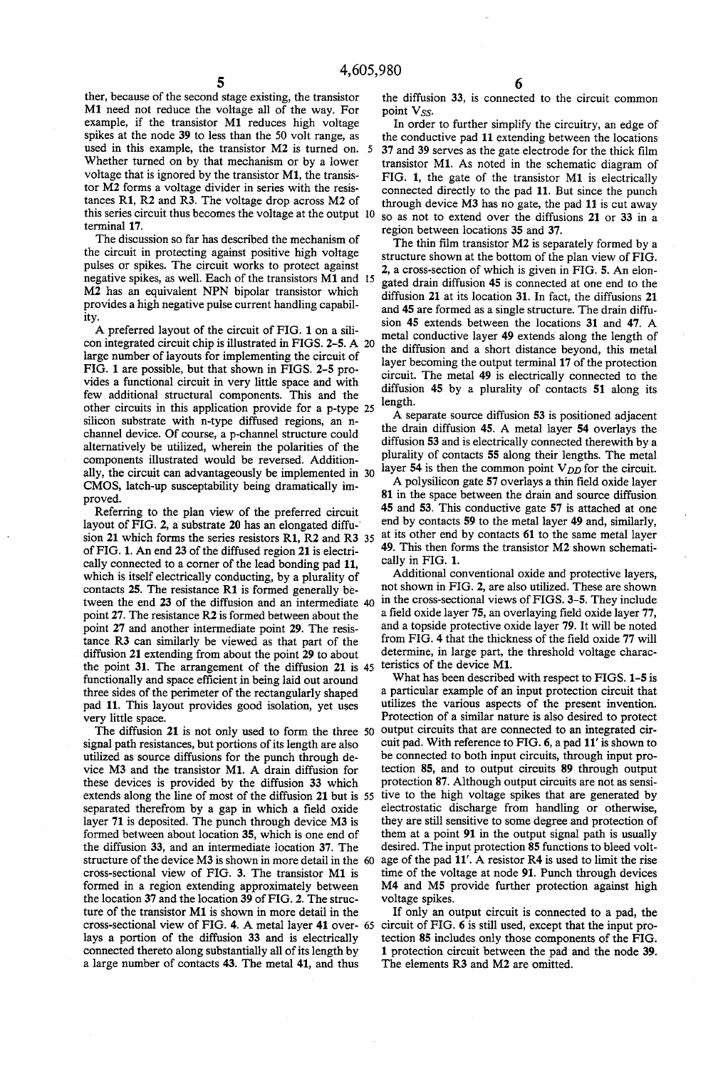ther, because of the second stage existing, the transistor M1 need not reduce the voltage all of the way. For example, if the transistor M1 reduces high voltage spikes at the node 39 to less than the 50 volt range, as used in this example, the transistor M2 is turned on. Whether turned on by that mechanism or by a lower voltage that is ignored by the transistor M1, the transistor M2 forms a voltage divider in series with the resistances R1, R2 and R3. The voltage drop across M2 of this series circuit thus becomes the voltage at the output terminal 17.

The discussion so far has described the mechanism of the circuit in protecting against positive high voltage pulses or spikes. The circuit works to protect against negative spikes, as well. Each of the transistors M1 and M2 has an equivalent NPN bipolar transistor which provides a high negative pulse current handling capability.

A preferred layout of the circuit of FIG. 1 on a silicon integrated circuit chip is illustrated in FIGS. 2-5. A large number of layouts for implementing the circuit of FIG. 1 are possible, but that shown in FIGS. 2-5 provides a functional circuit in very little space and with few additional structural components. This and the other circuits in this application provide for a p-type silicon substrate with n-type diffused regions, an n-channel device. Of course, a p-channel structure could alternatively be utilized, wherein the polarities of the components illustrated would be reversed. Additionally, the circuit can advantageously be implemented in CMOS, latch-up susceptability being dramatically improved.

Referring to the plan view of the preferred circuit layout of FIG. 2, a substrate 20 has an elongated diffusion 21 which forms the series resistors R1, R2 and R3 of FIG. 1. An end 23 of the diffused region 21 is electrically connected to a corner of the lead bonding pad 11, which is itself electrically conducting, by a plurality of contacts 25. The resistance R1 is formed generally between the end 23 of the diffusion and an intermediate point 27. The resistance R2 is formed between about the point 27 and another intermediate point 29. The resistance R3 can similarly be viewed as that part of the diffusion 21 extending from about the point 29 to about the point 31. The arrangement of the diffusion 21 is functionally and space efficient in being laid out around three sides of the perimeter of the rectangularly shaped pad 11. This layout provides good isolation, yet uses very little space.

The diffusion 21 is not only used to form the three signal path resistances, but portions of its length are also utilized as source diffusions for the punch through device M3 and the transistor M1. A drain diffusion for these devices is provided by the diffusion 33 which extends along the line of most of the diffusion 21 but is separated therefrom by a gap in which a field oxide layer 71 is deposited. The punch through device M3 is formed between about location 35, which is one end of the diffusion 33, and an intermediate location 37. The structure of the device M3 is shown in more detail in the cross-sectional view of FIG. 3. The transistor M1 is formed in a region extending approximately between the location 37 and the location 39 of FIG. 2. The structure of the transistor M1 is shown in more detail in the cross-sectional view of FIG. 4. A metal layer 41 overlays a portion of the diffusion 33 and is electrically connected thereto along substantially all of its length by a large number of contacts 43. The metal 41, and thus the diffusion 33, is connected to the circuit common point $V_{SS}$.

In order to further simplify the circuitry, an edge of the conductive pad 11 extending between the locations 37 and 39 serves as the gate electrode for the thick film transistor M1. As noted in the schematic diagram of FIG. 1, the gate of the transistor M1 is electrically connected directly to the pad 11. But since the punch through device M3 has no gate, the pad 11 is cut away so as not to extend over the diffusions 21 or 33 in a region between locations 35 and 37.

The thin film transistor M2 is separately formed by a structure shown at the bottom of the plan view of FIG. 2, a cross-section of which is given in FIG. 5. An elongated drain diffusion 45 is connected at one end to the diffusion 21 at its location 31. In fact, the diffusions 21 and 45 are formed as a single structure. The drain diffusion 45 extends between the locations 31 and 47. A metal conductive layer 49 extends along the length of the diffusion and a short distance beyond, this metal layer becoming the output terminal 17 of the protection circuit. The metal 49 is electrically connected to the diffusion 45 by a plurality of contacts 51 along its length.

A separate source diffusion 53 is positioned adjacent the drain diffusion 45. A metal layer 54 overlays the diffusion 53 and is electrically connected therewith by a plurality of contacts 55 along their lengths. The metal layer 54 is then the common point $V_{DD}$ for the circuit.

A polysilicon gate 57 overlays a thin field oxide layer 81 in the space between the drain and source diffusion 45 and 53. This conductive gate 57 is attached at one end by contacts 59 to the metal layer 49 and, similarly, at its other end by contacts 61 to the same metal layer 49. This then forms the transistor M2 shown schematically in FIG. 1.

Additional conventional oxide and protective layers, not shown in FIG. 2, are also utilized. These are shown in the cross-sectional views of FIGS. 3-5. They include a field oxide layer 75, an overlaying field oxide layer 77, and a topside protective oxide layer 79. It will be noted from FIG. 4 that the thickness of the field oxide 77 will determine, in large part, the threshold voltage characteristics of the device M1.

What has been described with respect to FIGS. 1-5 is a particular example of an input protection circuit that utilizes the various aspects of the present invention. Protection of a similar nature is also desired to protect output circuits that are connected to an integrated circuit pad. With reference to FIG. 6, a pad 11' is shown to be connected to both input circuits, through input protection 85, and to output circuits 89 through output protection 87. Although output circuits are not as sensitive to the high voltage spikes that are generated by electrostatic discharge from handling or otherwise, they are still sensitive to some degree and protection of them at a point 91 in the output signal path is usually desired. The input protection 85 functions to bleed voltage of the pad 11'. A resistor R4 is used to limit the rise time of the voltage at node 91. Punch through devices M4 and M5 provide further protection against high voltage spikes.

If only an output circuit is connected to a pad, the circuit of FIG. 6 is still used, except that the input protection 85 includes only those components of the FIG. 1 protection circuit between the pad and the node 39. The elements R3 and M2 are omitted.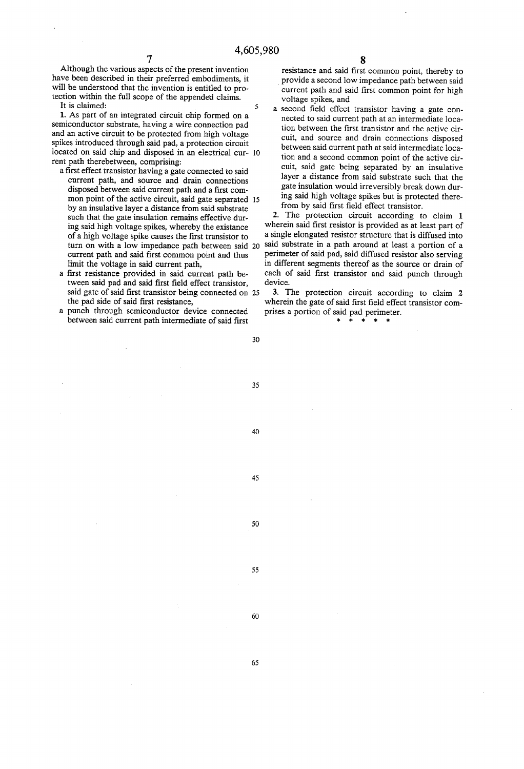Although the various aspects of the present invention have been described in their preferred embodiments, it will be understood that the invention is entitled to protection within the full scope of the appended claims.

It is claimed:

1. As part of an integrated circuit chip formed on a semiconductor substrate, having a wire connection pad and an active circuit to be protected from high voltage spikes introduced through said pad, a protection circuit located on said chip and disposed in an electrical current path therebetween, comprising:

a first effect transistor having a gate connected to said current path, and source and drain connections disposed between said current path and a first common point of the active circuit, said gate separated by an insulative layer a distance from said substrate such that the gate insulation remains effective during said high voltage spikes, whereby the existance of a high voltage spike causes the first transistor to turn on with a low impedance path between said current path and said first common point and thus limit the voltage in said current path,

a first resistance provided in said current path between said pad and said first field effect transistor, said gate of said first transistor being connected on the pad side of said first resistance,

a punch through semiconductor device connected between said current path intermediate of said first resistance and said first common point, thereby to provide a second low impedance path between said current path and said first common point for high voltage spikes, and

a second field effect transistor having a gate connected to said current path at an intermediate location between the first transistor and the active circuit, and source and drain connections disposed between said current path at said intermediate location and a second common point of the active circuit, said gate being separated by an insulative layer a distance from said substrate such that the gate insulation would irreversibly break down during said high voltage spikes but is protected therefrom by said first field effect transistor.

2. The protection circuit according to claim 1 wherein said first resistor is provided as at least part of a single elongated resistor structure that is diffused into said substrate in a path around at least a portion of a perimeter of said pad, said diffused resistor also serving in different segments thereof as the source or drain of each of said first transistor and said punch through device.

3. The protection circuit according to claim 2 wherein the gate of said first field effect transistor comprises a portion of said pad perimeter.

* * * * *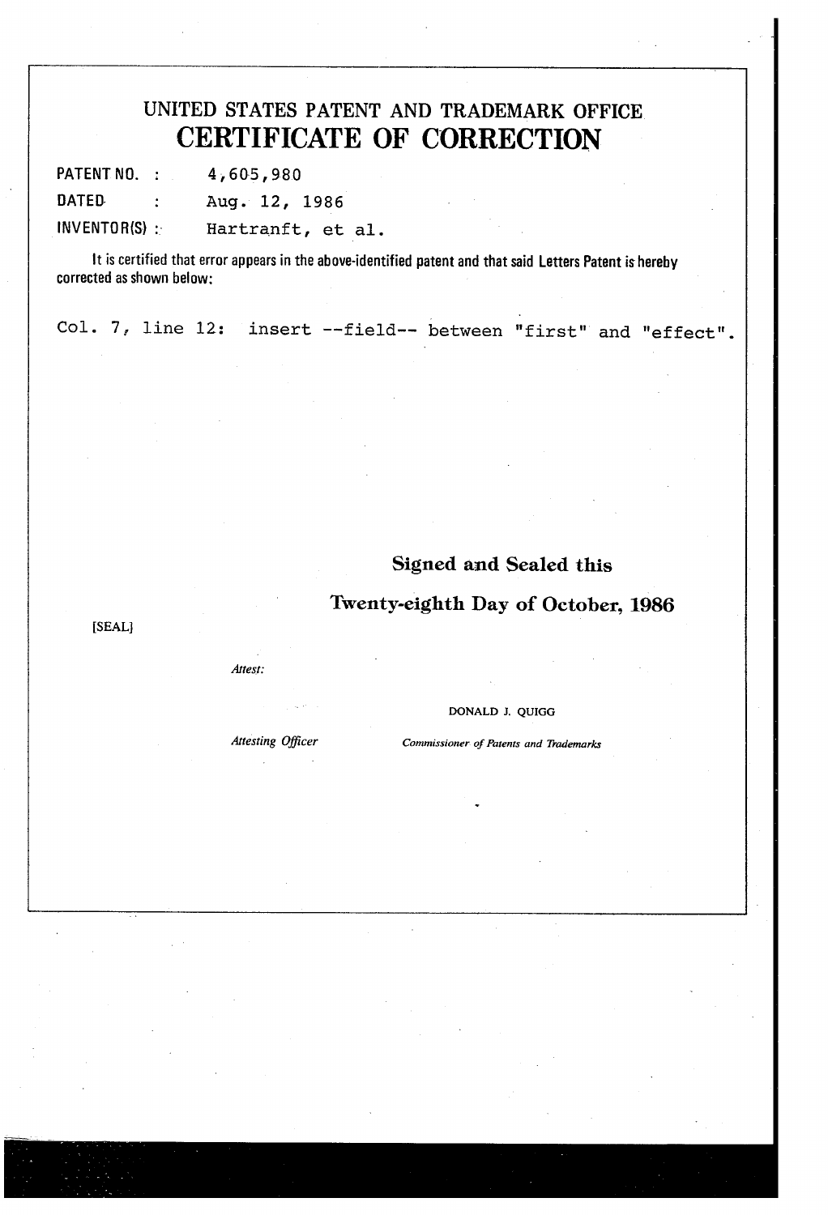# UNITED STATES PATENT AND TRADEMARK OFFICE
# CERTIFICATE OF CORRECTION

PATENT NO. : 4,605,980

DATED : Aug. 12, 1986

INVENTOR(S) : Hartranft, et al.

It is certified that error appears in the above-identified patent and that said Letters Patent is hereby corrected as shown below:

Col. 7, line 12: insert --field-- between "first" and "effect".

**Signed and Sealed this**

**Twenty-eighth Day of October, 1986**

[SEAL]

*Attest:*

DONALD J. QUIGG

*Attesting Officer*

*Commissioner of Patents and Trademarks*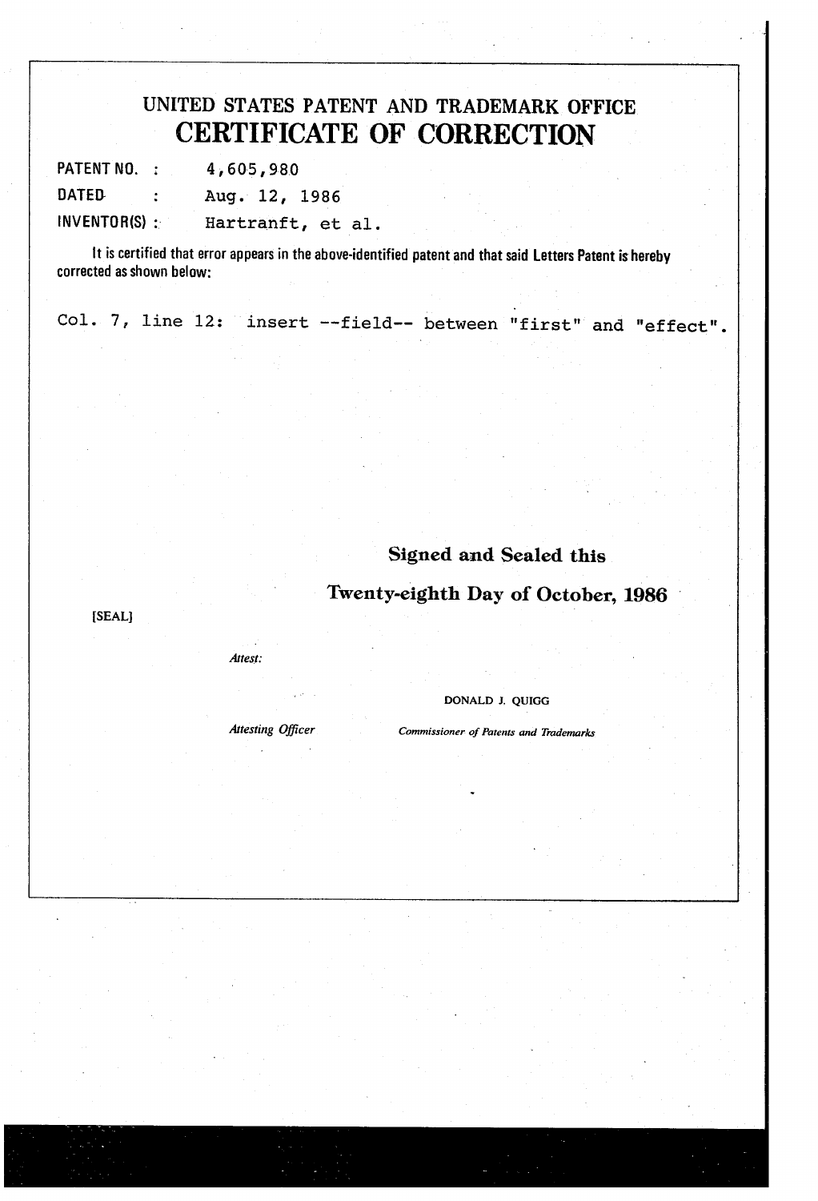# UNITED STATES PATENT AND TRADEMARK OFFICE
# CERTIFICATE OF CORRECTION

PATENT NO. : 4,605,980

DATED : Aug. 12, 1986

INVENTOR(S) : Hartranft, et al.

It is certified that error appears in the above-identified patent and that said Letters Patent is hereby corrected as shown below:

Col. 7, line 12: insert --field-- between "first" and "effect".

**Signed and Sealed this**

**Twenty-eighth Day of October, 1986**

[SEAL]

*Attest:*

DONALD J. QUIGG

*Attesting Officer* — *Commissioner of Patents and Trademarks*